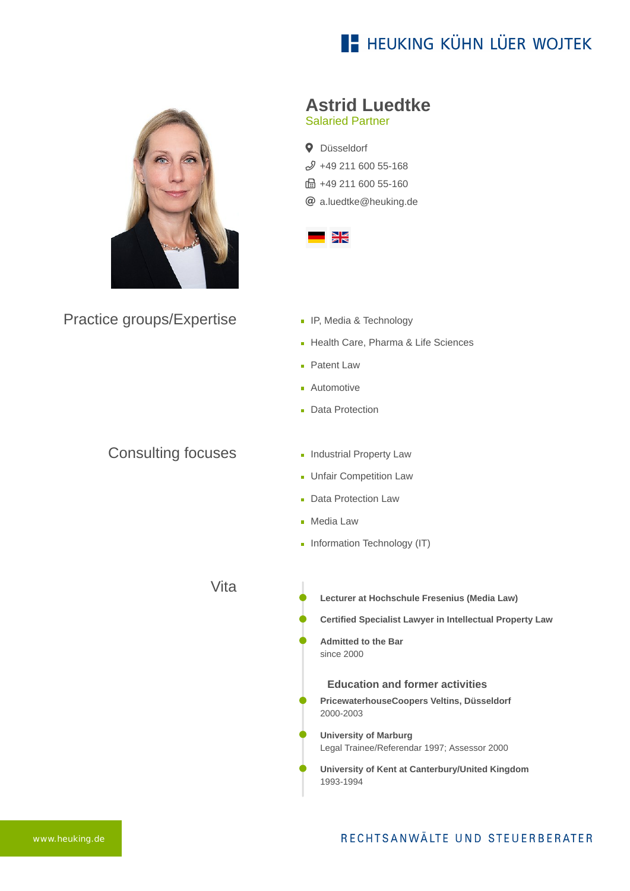HEUKING KÜHN LÜER WOJTEK

# Astrid Luedtke

Salaried Partner

Düsseldorf
+49 211 600 55-168
+49 211 600 55-160
a.luedtke@heuking.de

## Practice groups/Expertise

- IP, Media & Technology
- Health Care, Pharma & Life Sciences
- Patent Law
- Automotive
- Data Protection

## Consulting focuses

- Industrial Property Law
- Unfair Competition Law
- Data Protection Law
- Media Law
- Information Technology (IT)

## Vita

**Lecturer at Hochschule Fresenius (Media Law)**

**Certified Specialist Lawyer in Intellectual Property Law**

**Admitted to the Bar**
since 2000

### Education and former activities

**PricewaterhouseCoopers Veltins, Düsseldorf**
2000-2003

**University of Marburg**
Legal Trainee/Referendar 1997; Assessor 2000

**University of Kent at Canterbury/United Kingdom**
1993-1994

www.heuking.de

RECHTSANWÄLTE UND STEUERBERATER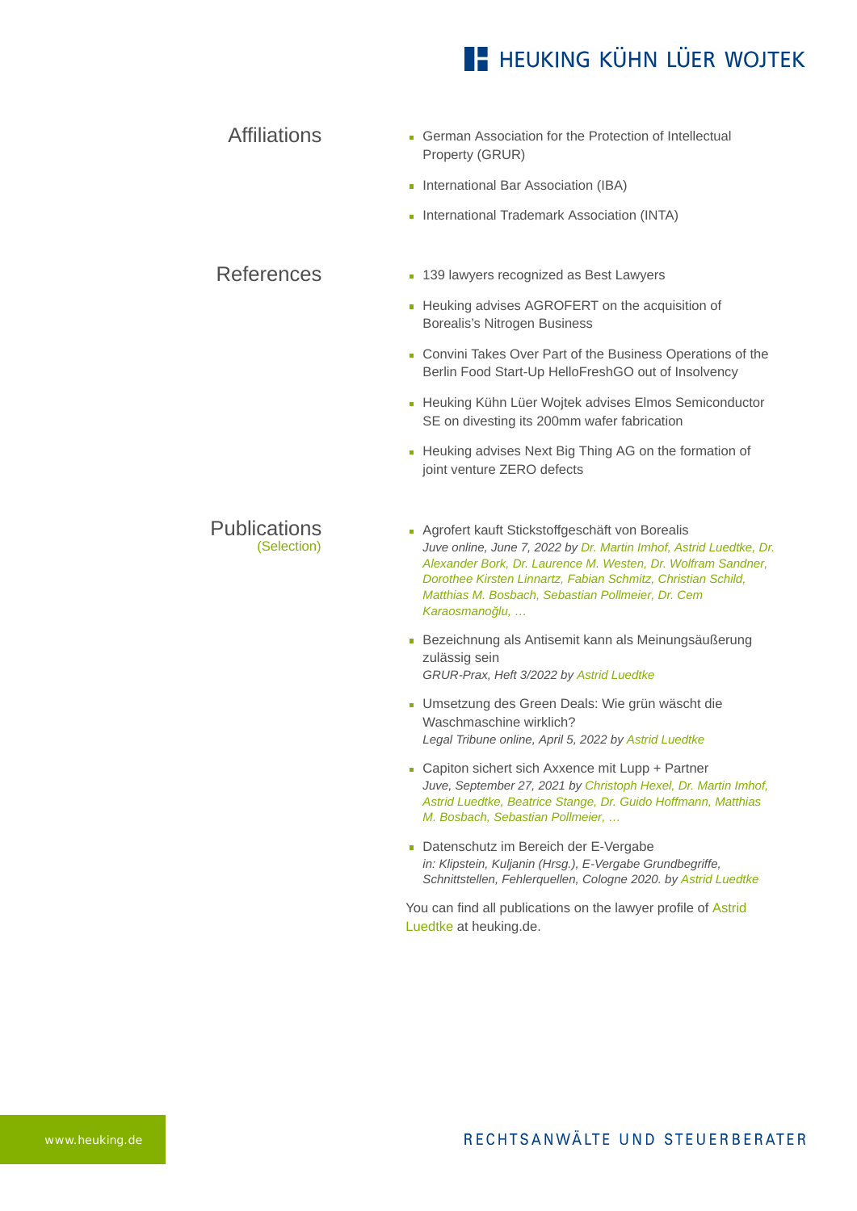## Affiliations

- German Association for the Protection of Intellectual Property (GRUR)
- International Bar Association (IBA)
- International Trademark Association (INTA)

## References

- 139 lawyers recognized as Best Lawyers
- Heuking advises AGROFERT on the acquisition of Borealis's Nitrogen Business
- Convini Takes Over Part of the Business Operations of the Berlin Food Start-Up HelloFreshGO out of Insolvency
- Heuking Kühn Lüer Wojtek advises Elmos Semiconductor SE on divesting its 200mm wafer fabrication
- Heuking advises Next Big Thing AG on the formation of joint venture ZERO defects

## Publications (Selection)

- Agrofert kauft Stickstoffgeschäft von Borealis
  *Juve online, June 7, 2022 by Dr. Martin Imhof, Astrid Luedtke, Dr. Alexander Bork, Dr. Laurence M. Westen, Dr. Wolfram Sandner, Dorothee Kirsten Linnartz, Fabian Schmitz, Christian Schild, Matthias M. Bosbach, Sebastian Pollmeier, Dr. Cem Karaosmanoğlu, ...*
- Bezeichnung als Antisemit kann als Meinungsäußerung zulässig sein
  *GRUR-Prax, Heft 3/2022 by Astrid Luedtke*
- Umsetzung des Green Deals: Wie grün wäscht die Waschmaschine wirklich?
  *Legal Tribune online, April 5, 2022 by Astrid Luedtke*
- Capiton sichert sich Axxence mit Lupp + Partner
  *Juve, September 27, 2021 by Christoph Hexel, Dr. Martin Imhof, Astrid Luedtke, Beatrice Stange, Dr. Guido Hoffmann, Matthias M. Bosbach, Sebastian Pollmeier, ...*
- Datenschutz im Bereich der E-Vergabe
  *in: Klipstein, Kuljanin (Hrsg.), E-Vergabe Grundbegriffe, Schnittstellen, Fehlerquellen, Cologne 2020. by Astrid Luedtke*

You can find all publications on the lawyer profile of Astrid Luedtke at heuking.de.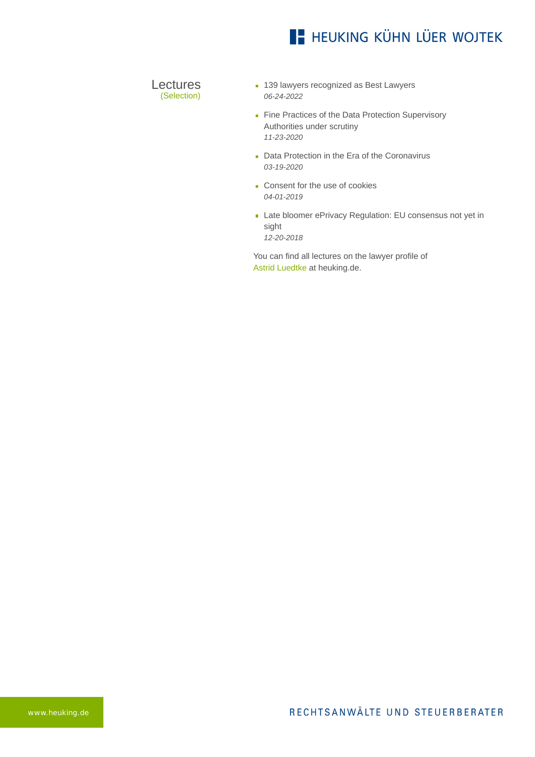## Lectures
(Selection)

- 139 lawyers recognized as Best Lawyers
  *06-24-2022*
- Fine Practices of the Data Protection Supervisory Authorities under scrutiny
  *11-23-2020*
- Data Protection in the Era of the Coronavirus
  *03-19-2020*
- Consent for the use of cookies
  *04-01-2019*
- Late bloomer ePrivacy Regulation: EU consensus not yet in sight
  *12-20-2018*

You can find all lectures on the lawyer profile of Astrid Luedtke at heuking.de.